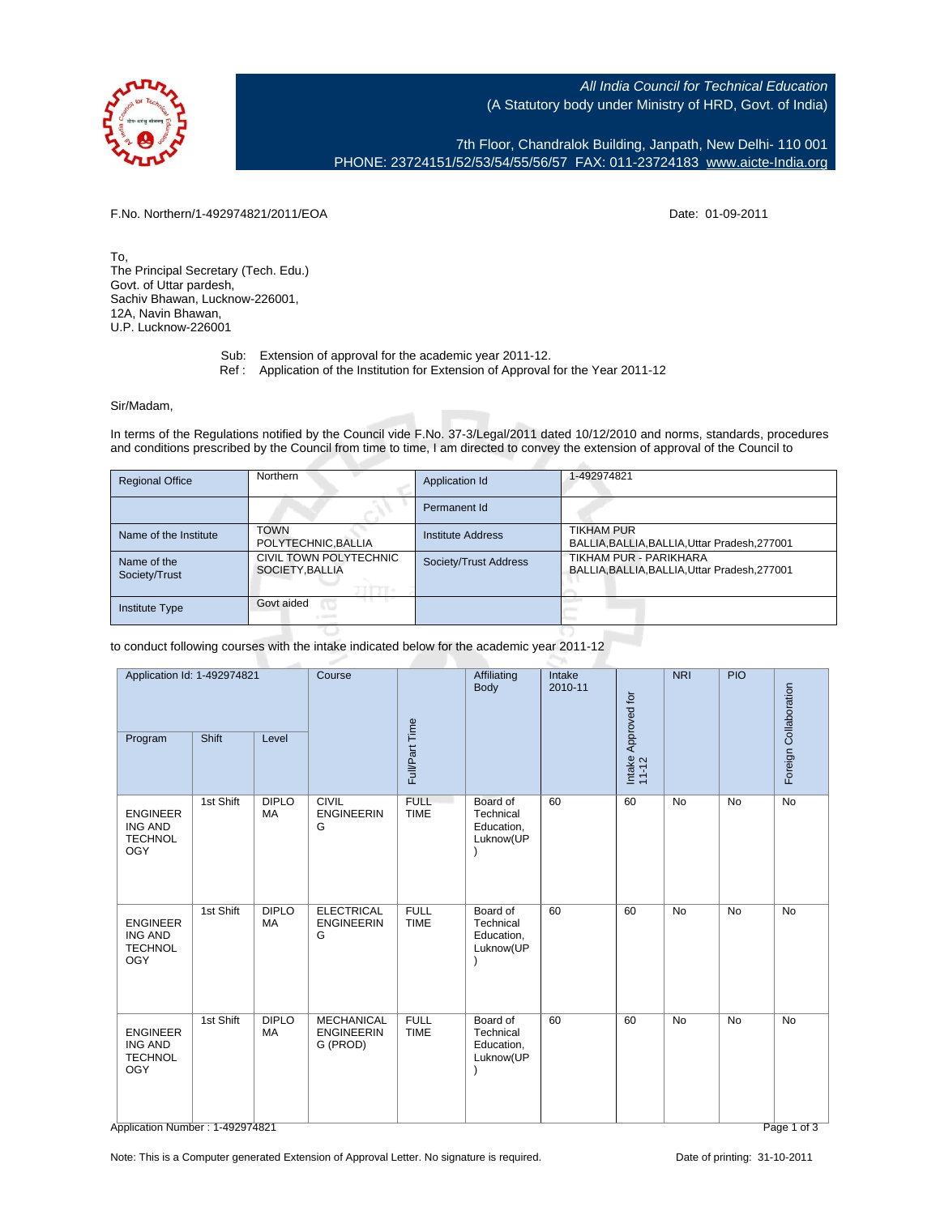All India Council for Technical Education
(A Statutory body under Ministry of HRD, Govt. of India)

7th Floor, Chandralok Building, Janpath, New Delhi- 110 001
PHONE: 23724151/52/53/54/55/56/57 FAX: 011-23724183 www.aicte-India.org

F.No. Northern/1-492974821/2011/EOA

Date: 01-09-2011

To,
The Principal Secretary (Tech. Edu.)
Govt. of Uttar pardesh,
Sachiv Bhawan, Lucknow-226001,
12A, Navin Bhawan,
U.P. Lucknow-226001

Sub: Extension of approval for the academic year 2011-12.
Ref : Application of the Institution for Extension of Approval for the Year 2011-12

Sir/Madam,

In terms of the Regulations notified by the Council vide F.No. 37-3/Legal/2011 dated 10/12/2010 and norms, standards, procedures and conditions prescribed by the Council from time to time, I am directed to convey the extension of approval of the Council to

| Regional Office | Northern | Application Id | 1-492974821 |
|---|---|---|---|
| | | Permanent Id | |
| Name of the Institute | TOWN POLYTECHNIC,BALLIA | Institute Address | TIKHAM PUR BALLIA,BALLIA,BALLIA,Uttar Pradesh,277001 |
| Name of the Society/Trust | CIVIL TOWN POLYTECHNIC SOCIETY,BALLIA | Society/Trust Address | TIKHAM PUR - PARIKHARA BALLIA,BALLIA,BALLIA,Uttar Pradesh,277001 |
| Institute Type | Govt aided | | |

to conduct following courses with the intake indicated below for the academic year 2011-12

| Application Id: 1-492974821 | | | Course | Full/Part Time | Affiliating Body | Intake 2010-11 | Intake Approved for 11-12 | NRI | PIO | Foreign Collaboration |
|---|---|---|---|---|---|---|---|---|---|---|
| Program | Shift | Level | | | | | | | | |
| ENGINEERING AND TECHNOLOGY | 1st Shift | DIPLOMA | CIVIL ENGINEERING | FULL TIME | Board of Technical Education, Luknow(UP) | 60 | 60 | No | No | No |
| ENGINEERING AND TECHNOLOGY | 1st Shift | DIPLOMA | ELECTRICAL ENGINEERING | FULL TIME | Board of Technical Education, Luknow(UP) | 60 | 60 | No | No | No |
| ENGINEERING AND TECHNOLOGY | 1st Shift | DIPLOMA | MECHANICAL ENGINEERING (PROD) | FULL TIME | Board of Technical Education, Luknow(UP) | 60 | 60 | No | No | No |

Application Number : 1-492974821

Note: This is a Computer generated Extension of Approval Letter. No signature is required.

Date of printing: 31-10-2011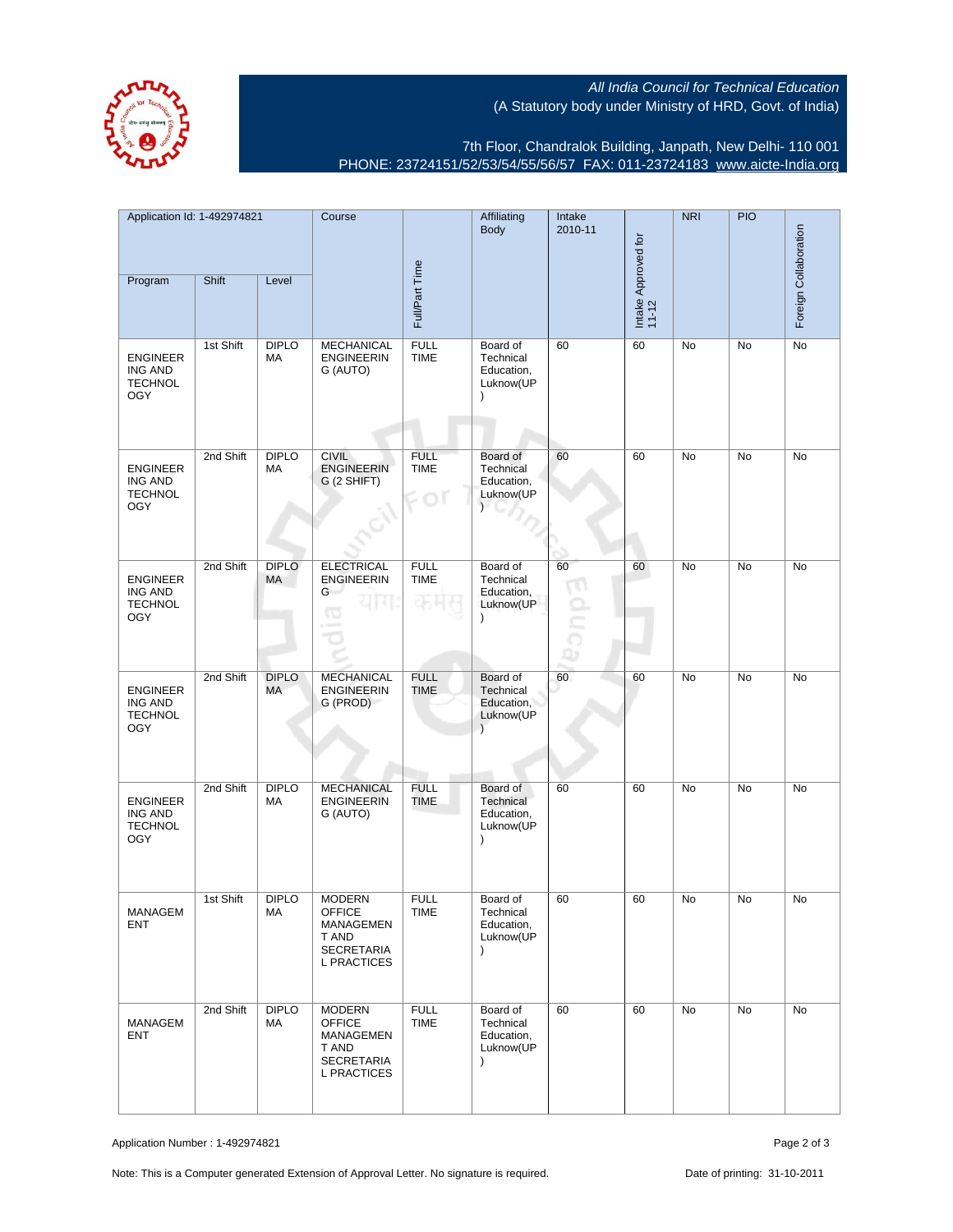All India Council for Technical Education
(A Statutory body under Ministry of HRD, Govt. of India)

7th Floor, Chandralok Building, Janpath, New Delhi- 110 001
PHONE: 23724151/52/53/54/55/56/57 FAX: 011-23724183 www.aicte-India.org

| Application Id: 1-492974821 | | | Course | Full/Part Time | Affiliating Body | Intake 2010-11 | Intake Approved for 11-12 | NRI | PIO | Foreign Collaboration |
|---|---|---|---|---|---|---|---|---|---|---|
| Program | Shift | Level | | | | | | | | |
| ENGINEERING AND TECHNOLOGY | 1st Shift | DIPLOMA | MECHANICAL ENGINEERING (AUTO) | FULL TIME | Board of Technical Education, Luknow(UP) | 60 | 60 | No | No | No |
| ENGINEERING AND TECHNOLOGY | 2nd Shift | DIPLOMA | CIVIL ENGINEERING (2 SHIFT) | FULL TIME | Board of Technical Education, Luknow(UP) | 60 | 60 | No | No | No |
| ENGINEERING AND TECHNOLOGY | 2nd Shift | DIPLOMA | ELECTRICAL ENGINEERING | FULL TIME | Board of Technical Education, Luknow(UP) | 60 | 60 | No | No | No |
| ENGINEERING AND TECHNOLOGY | 2nd Shift | DIPLOMA | MECHANICAL ENGINEERING (PROD) | FULL TIME | Board of Technical Education, Luknow(UP) | 60 | 60 | No | No | No |
| ENGINEERING AND TECHNOLOGY | 2nd Shift | DIPLOMA | MECHANICAL ENGINEERING (AUTO) | FULL TIME | Board of Technical Education, Luknow(UP) | 60 | 60 | No | No | No |
| MANAGEMENT | 1st Shift | DIPLOMA | MODERN OFFICE MANAGEMENT AND SECRETARIAL PRACTICES | FULL TIME | Board of Technical Education, Luknow(UP) | 60 | 60 | No | No | No |
| MANAGEMENT | 2nd Shift | DIPLOMA | MODERN OFFICE MANAGEMENT AND SECRETARIAL PRACTICES | FULL TIME | Board of Technical Education, Luknow(UP) | 60 | 60 | No | No | No |

Application Number : 1-492974821

Note: This is a Computer generated Extension of Approval Letter. No signature is required.

Date of printing: 31-10-2011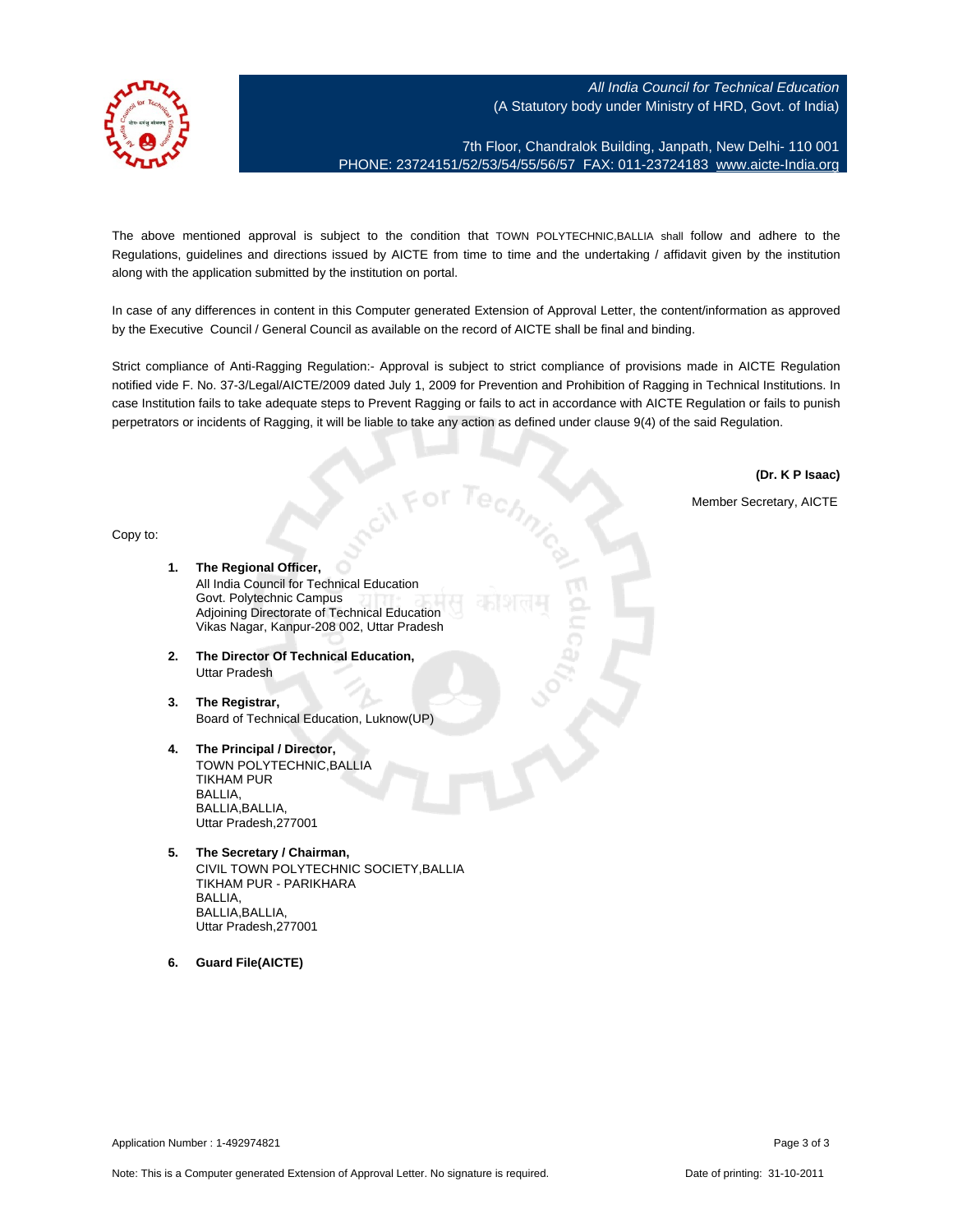*All India Council for Technical Education*
(A Statutory body under Ministry of HRD, Govt. of India)

7th Floor, Chandralok Building, Janpath, New Delhi- 110 001
PHONE: 23724151/52/53/54/55/56/57 FAX: 011-23724183 www.aicte-India.org

The above mentioned approval is subject to the condition that TOWN POLYTECHNIC,BALLIA shall follow and adhere to the Regulations, guidelines and directions issued by AICTE from time to time and the undertaking / affidavit given by the institution along with the application submitted by the institution on portal.

In case of any differences in content in this Computer generated Extension of Approval Letter, the content/information as approved by the Executive Council / General Council as available on the record of AICTE shall be final and binding.

Strict compliance of Anti-Ragging Regulation:- Approval is subject to strict compliance of provisions made in AICTE Regulation notified vide F. No. 37-3/Legal/AICTE/2009 dated July 1, 2009 for Prevention and Prohibition of Ragging in Technical Institutions. In case Institution fails to take adequate steps to Prevent Ragging or fails to act in accordance with AICTE Regulation or fails to punish perpetrators or incidents of Ragging, it will be liable to take any action as defined under clause 9(4) of the said Regulation.

**(Dr. K P Isaac)**
Member Secretary, AICTE

Copy to:

1. **The Regional Officer,**
   All India Council for Technical Education
   Govt. Polytechnic Campus
   Adjoining Directorate of Technical Education
   Vikas Nagar, Kanpur-208 002, Uttar Pradesh

2. **The Director Of Technical Education,**
   Uttar Pradesh

3. **The Registrar,**
   Board of Technical Education, Luknow(UP)

4. **The Principal / Director,**
   TOWN POLYTECHNIC,BALLIA
   TIKHAM PUR
   BALLIA,
   BALLIA,BALLIA,
   Uttar Pradesh,277001

5. **The Secretary / Chairman,**
   CIVIL TOWN POLYTECHNIC SOCIETY,BALLIA
   TIKHAM PUR - PARIKHARA
   BALLIA,
   BALLIA,BALLIA,
   Uttar Pradesh,277001

6. **Guard File(AICTE)**

Application Number : 1-492974821

Note: This is a Computer generated Extension of Approval Letter. No signature is required.

Date of printing: 31-10-2011